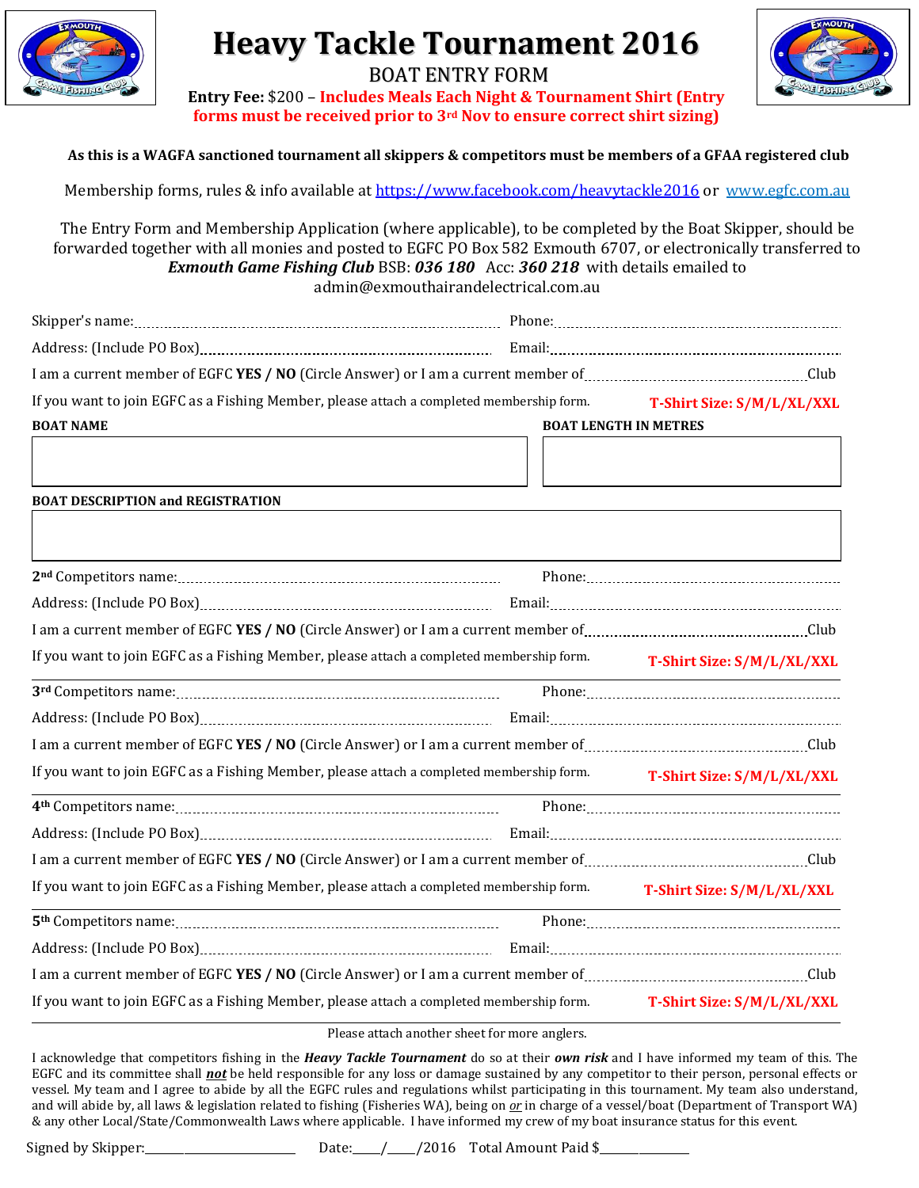# Heavy Tackle Tournament 2016

## BOAT ENTRY FORM

**Entry Fee:** $200 – **Includes Meals Each Night & Tournament Shirt (Entry forms must be received prior to 3rd Nov to ensure correct shirt sizing)**

**As this is a WAGFA sanctioned tournament all skippers & competitors must be members of a GFAA registered club**

Membership forms, rules & info available at https://www.facebook.com/heavytackle2016 or www.egfc.com.au

The Entry Form and Membership Application (where applicable), to be completed by the Boat Skipper, should be forwarded together with all monies and posted to EGFC PO Box 582 Exmouth 6707, or electronically transferred to ***Exmouth Game Fishing Club*** BSB: ***036 180*** Acc: ***360 218*** with details emailed to admin@exmouthairandelectrical.com.au

Skipper's name:.................................................... Phone:....................................................

Address: (Include PO Box).................................................... Email:....................................................

I am a current member of EGFC **YES / NO** (Circle Answer) or I am a current member of....................................Club

If you want to join EGFC as a Fishing Member, please attach a completed membership form. **T-Shirt Size: S/M/L/XL/XXL**

**BOAT NAME**

**BOAT LENGTH IN METRES**

**BOAT DESCRIPTION and REGISTRATION**

2nd Competitors name:.................................................... Phone:....................................................

Address: (Include PO Box).................................................... Email:....................................................

I am a current member of EGFC **YES / NO** (Circle Answer) or I am a current member of....................................Club

If you want to join EGFC as a Fishing Member, please attach a completed membership form. **T-Shirt Size: S/M/L/XL/XXL**

3rd Competitors name:.................................................... Phone:....................................................

Address: (Include PO Box).................................................... Email:....................................................

I am a current member of EGFC **YES / NO** (Circle Answer) or I am a current member of....................................Club

If you want to join EGFC as a Fishing Member, please attach a completed membership form. **T-Shirt Size: S/M/L/XL/XXL**

4th Competitors name:.................................................... Phone:....................................................

Address: (Include PO Box).................................................... Email:....................................................

I am a current member of EGFC **YES / NO** (Circle Answer) or I am a current member of....................................Club

If you want to join EGFC as a Fishing Member, please attach a completed membership form. **T-Shirt Size: S/M/L/XL/XXL**

5th Competitors name:.................................................... Phone:....................................................

Address: (Include PO Box).................................................... Email:....................................................

I am a current member of EGFC **YES / NO** (Circle Answer) or I am a current member of....................................Club

If you want to join EGFC as a Fishing Member, please attach a completed membership form. **T-Shirt Size: S/M/L/XL/XXL**

Please attach another sheet for more anglers.

I acknowledge that competitors fishing in the ***Heavy Tackle Tournament*** do so at their ***own risk*** and I have informed my team of this. The EGFC and its committee shall ***not*** be held responsible for any loss or damage sustained by any competitor to their person, personal effects or vessel. My team and I agree to abide by all the EGFC rules and regulations whilst participating in this tournament. My team also understand, and will abide by, all laws & legislation related to fishing (Fisheries WA), being on ***or*** in charge of a vessel/boat (Department of Transport WA) & any other Local/State/Commonwealth Laws where applicable. I have informed my crew of my boat insurance status for this event.

Signed by Skipper:______________________ Date:____/____/2016 Total Amount Paid $_____________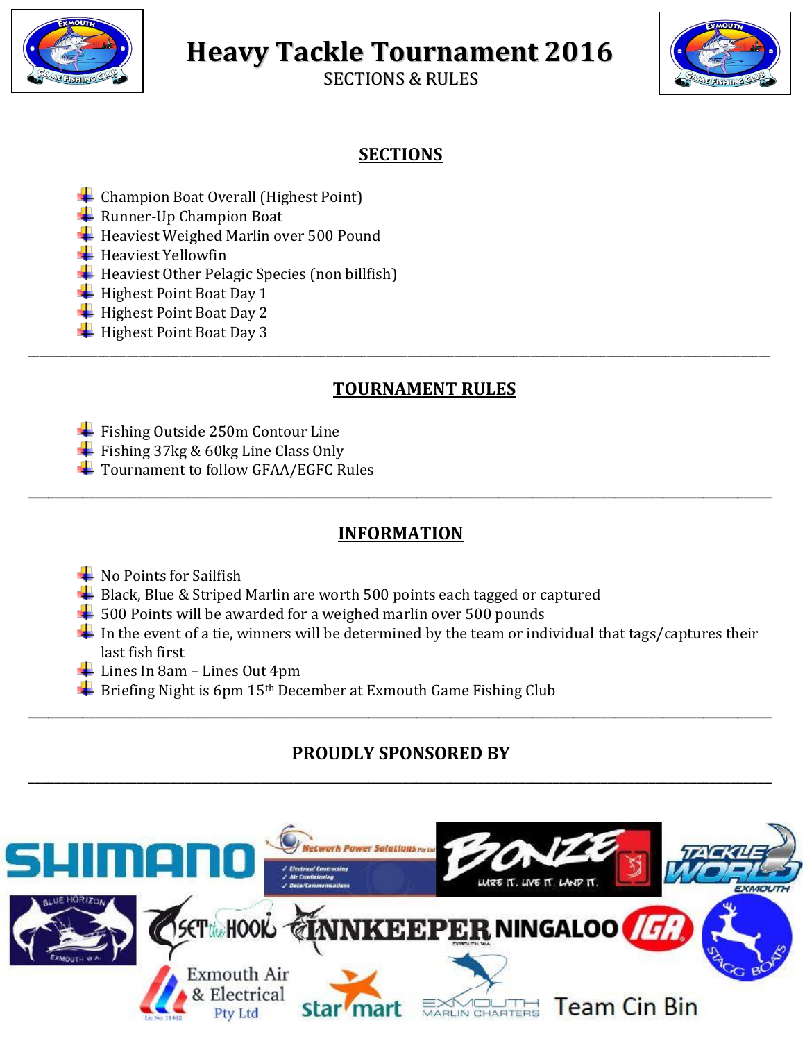# Heavy Tackle Tournament 2016

SECTIONS & RULES

## SECTIONS

- Champion Boat Overall (Highest Point)
- Runner-Up Champion Boat
- Heaviest Weighed Marlin over 500 Pound
- Heaviest Yellowfin
- Heaviest Other Pelagic Species (non billfish)
- Highest Point Boat Day 1
- Highest Point Boat Day 2
- Highest Point Boat Day 3

---

## TOURNAMENT RULES

- Fishing Outside 250m Contour Line
- Fishing 37kg & 60kg Line Class Only
- Tournament to follow GFAA/EGFC Rules

---

## INFORMATION

- No Points for Sailfish
- Black, Blue & Striped Marlin are worth 500 points each tagged or captured
- 500 Points will be awarded for a weighed marlin over 500 pounds
- In the event of a tie, winners will be determined by the team or individual that tags/captures their last fish first
- Lines In 8am – Lines Out 4pm
- Briefing Night is 6pm 15th December at Exmouth Game Fishing Club

---

## PROUDLY SPONSORED BY

---

SHIMANO
Network Power Solutions Pty Ltd
BONZE
Tackle World Exmouth
Blue Horizon Exmouth WA
Set the Hook
Innkeeper Exmouth WA
Ningaloo IGA
Stagg Boats
Exmouth Air & Electrical Pty Ltd
star mart
Exmouth Marlin Charters
Team Cin Bin